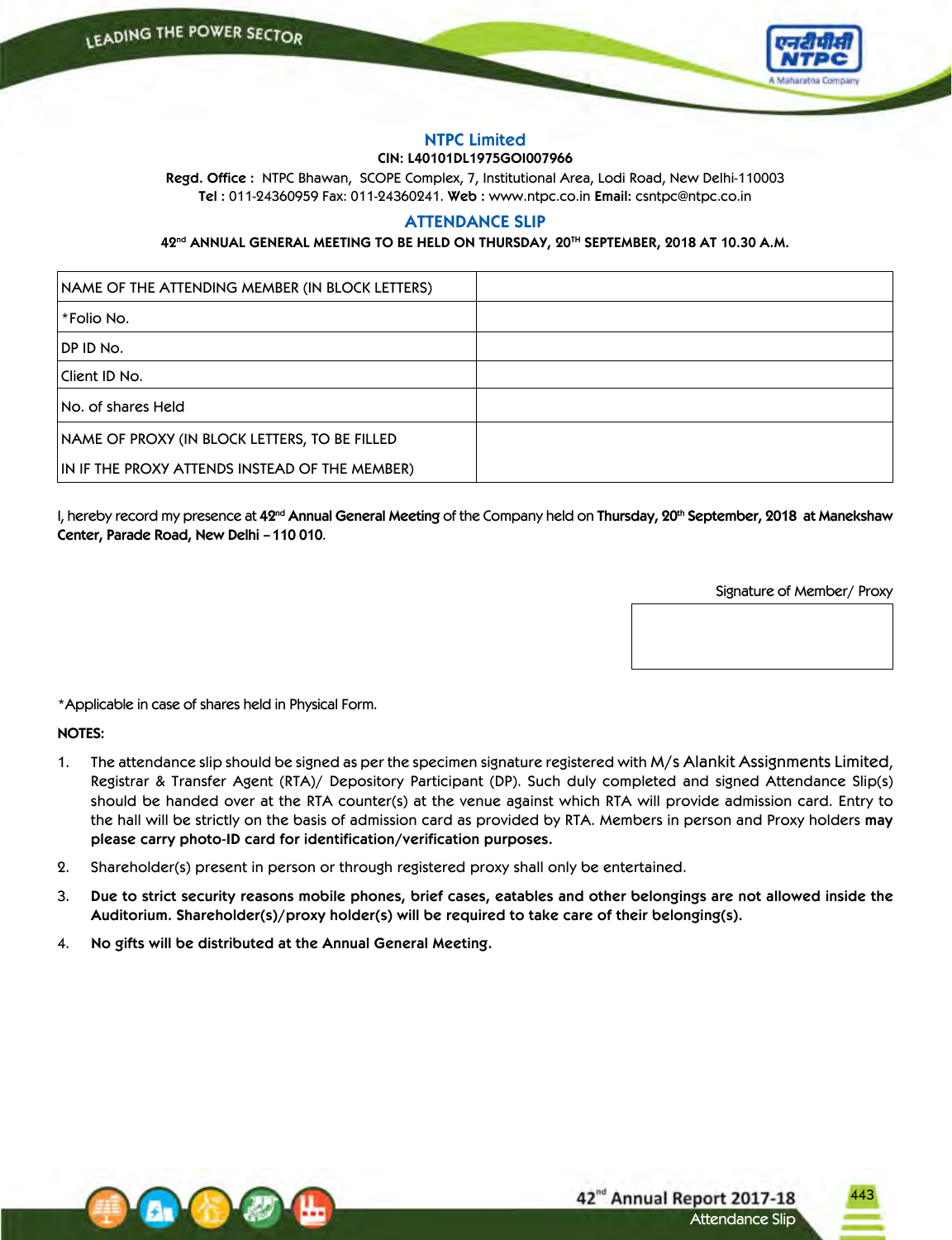# NTPC Limited

**CIN: L40101DL1975GOI007966**

**Regd. Office :** NTPC Bhawan, SCOPE Complex, 7, Institutional Area, Lodi Road, New Delhi-110003
**Tel :** 011-24360959 Fax: 011-24360241. **Web :** www.ntpc.co.in **Email:** csntpc@ntpc.co.in

## ATTENDANCE SLIP

**42nd ANNUAL GENERAL MEETING TO BE HELD ON THURSDAY, 20TH SEPTEMBER, 2018 AT 10.30 A.M.**

| | |
|---|---|
| NAME OF THE ATTENDING MEMBER (IN BLOCK LETTERS) | |
| *Folio No. | |
| DP ID No. | |
| Client ID No. | |
| No. of shares Held | |
| NAME OF PROXY (IN BLOCK LETTERS, TO BE FILLED IN IF THE PROXY ATTENDS INSTEAD OF THE MEMBER) | |

I, hereby record my presence at **42nd Annual General Meeting** of the Company held on **Thursday, 20th September, 2018 at Manekshaw Center, Parade Road, New Delhi – 110 010**.

Signature of Member/ Proxy

*Applicable in case of shares held in Physical Form.

**NOTES:**

1. The attendance slip should be signed as per the specimen signature registered with M/s Alankit Assignments Limited, Registrar & Transfer Agent (RTA)/ Depository Participant (DP). Such duly completed and signed Attendance Slip(s) should be handed over at the RTA counter(s) at the venue against which RTA will provide admission card. Entry to the hall will be strictly on the basis of admission card as provided by RTA. Members in person and Proxy holders **may please carry photo-ID card for identification/verification purposes.**
2. Shareholder(s) present in person or through registered proxy shall only be entertained.
3. **Due to strict security reasons mobile phones, brief cases, eatables and other belongings are not allowed inside the Auditorium. Shareholder(s)/proxy holder(s) will be required to take care of their belonging(s).**
4. **No gifts will be distributed at the Annual General Meeting.**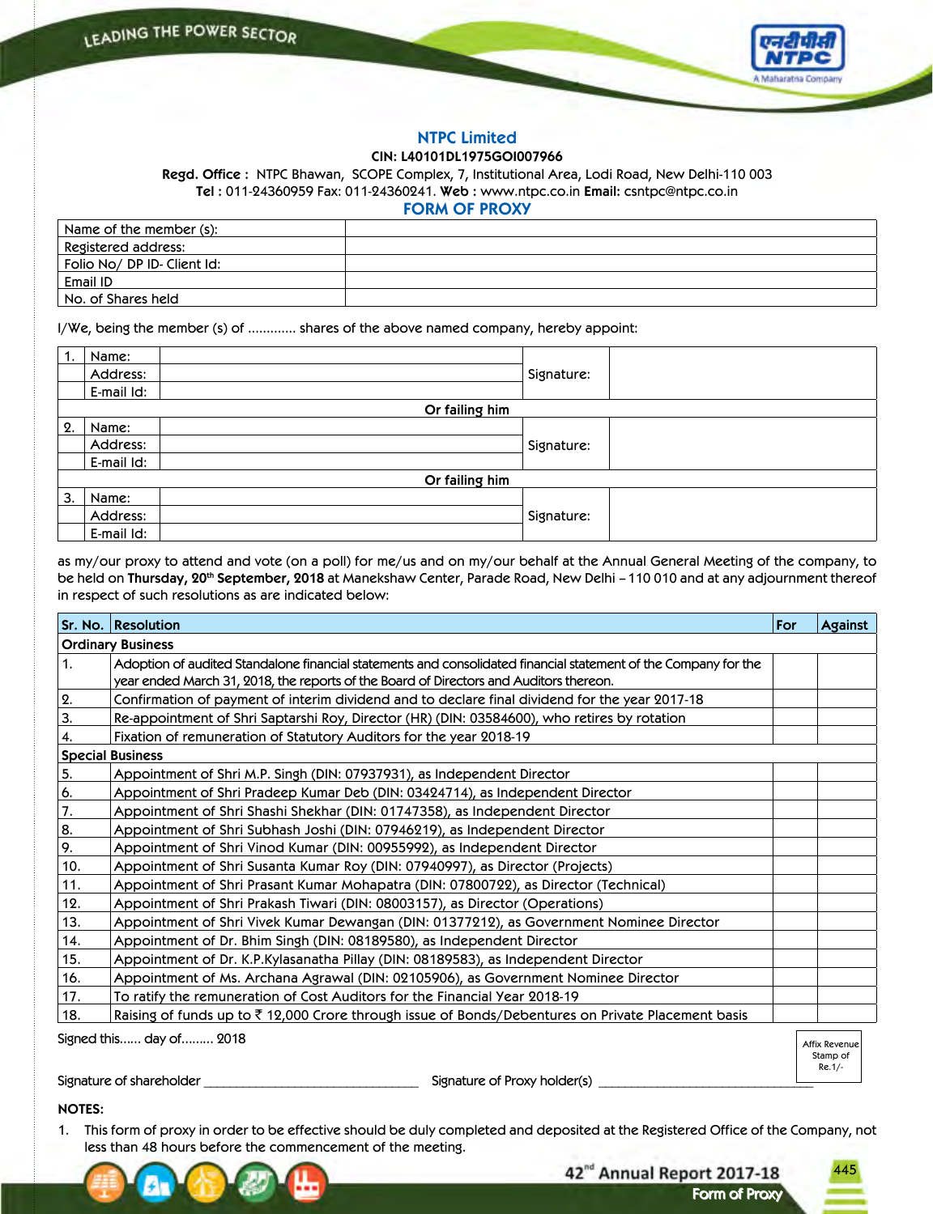# NTPC Limited

**CIN: L40101DL1975GOI007966**

**Regd. Office :** NTPC Bhawan, SCOPE Complex, 7, Institutional Area, Lodi Road, New Delhi-110 003
**Tel :** 011-24360959 Fax: 011-24360241. **Web :** www.ntpc.co.in **Email:** csntpc@ntpc.co.in

## FORM OF PROXY

| Name of the member (s): | |
|---|---|
| Registered address: | |
| Folio No/ DP ID- Client Id: | |
| Email ID | |
| No. of Shares held | |

I/We, being the member (s) of ............ shares of the above named company, hereby appoint:

| | | | | |
|---|---|---|---|---|
| 1. | Name: | | Signature: | |
| | Address: | | | |
| | E-mail Id: | | | |
| **Or failing him** | | | | |
| 2. | Name: | | Signature: | |
| | Address: | | | |
| | E-mail Id: | | | |
| **Or failing him** | | | | |
| 3. | Name: | | Signature: | |
| | Address: | | | |
| | E-mail Id: | | | |

as my/our proxy to attend and vote (on a poll) for me/us and on my/our behalf at the Annual General Meeting of the company, to be held on **Thursday, 20th September, 2018** at Manekshaw Center, Parade Road, New Delhi – 110 010 and at any adjournment thereof in respect of such resolutions as are indicated below:

| Sr. No. | Resolution | For | Against |
|---|---|---|---|
| **Ordinary Business** | | | |
| 1. | Adoption of audited Standalone financial statements and consolidated financial statement of the Company for the year ended March 31, 2018, the reports of the Board of Directors and Auditors thereon. | | |
| 2. | Confirmation of payment of interim dividend and to declare final dividend for the year 2017-18 | | |
| 3. | Re-appointment of Shri Saptarshi Roy, Director (HR) (DIN: 03584600), who retires by rotation | | |
| 4. | Fixation of remuneration of Statutory Auditors for the year 2018-19 | | |
| **Special Business** | | | |
| 5. | Appointment of Shri M.P. Singh (DIN: 07937931), as Independent Director | | |
| 6. | Appointment of Shri Pradeep Kumar Deb (DIN: 03424714), as Independent Director | | |
| 7. | Appointment of Shri Shashi Shekhar (DIN: 01747358), as Independent Director | | |
| 8. | Appointment of Shri Subhash Joshi (DIN: 07946219), as Independent Director | | |
| 9. | Appointment of Shri Vinod Kumar (DIN: 00955992), as Independent Director | | |
| 10. | Appointment of Shri Susanta Kumar Roy (DIN: 07940997), as Director (Projects) | | |
| 11. | Appointment of Shri Prasant Kumar Mohapatra (DIN: 07800722), as Director (Technical) | | |
| 12. | Appointment of Shri Prakash Tiwari (DIN: 08003157), as Director (Operations) | | |
| 13. | Appointment of Shri Vivek Kumar Dewangan (DIN: 01377212), as Government Nominee Director | | |
| 14. | Appointment of Dr. Bhim Singh (DIN: 08189580), as Independent Director | | |
| 15. | Appointment of Dr. K.P.Kylasanatha Pillay (DIN: 08189583), as Independent Director | | |
| 16. | Appointment of Ms. Archana Agrawal (DIN: 02105906), as Government Nominee Director | | |
| 17. | To ratify the remuneration of Cost Auditors for the Financial Year 2018-19 | | |
| 18. | Raising of funds up to ₹ 12,000 Crore through issue of Bonds/Debentures on Private Placement basis | | |

Signed this...... day of......... 2018

Affix Revenue Stamp of Re.1/-

Signature of shareholder ______________________ Signature of Proxy holder(s) ______________________

**NOTES:**

1. This form of proxy in order to be effective should be duly completed and deposited at the Registered Office of the Company, not less than 48 hours before the commencement of the meeting.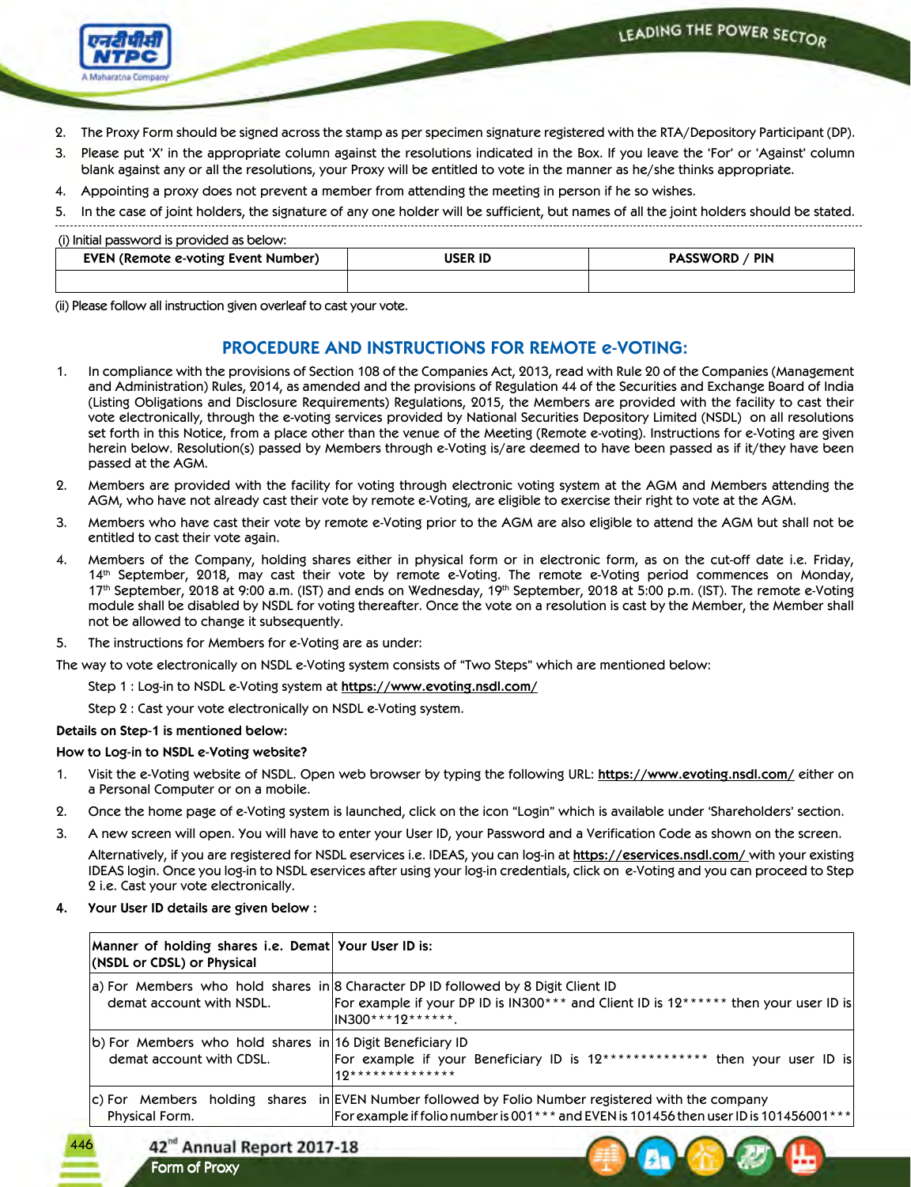2. The Proxy Form should be signed across the stamp as per specimen signature registered with the RTA/Depository Participant (DP).
3. Please put 'X' in the appropriate column against the resolutions indicated in the Box. If you leave the 'For' or 'Against' column blank against any or all the resolutions, your Proxy will be entitled to vote in the manner as he/she thinks appropriate.
4. Appointing a proxy does not prevent a member from attending the meeting in person if he so wishes.
5. In the case of joint holders, the signature of any one holder will be sufficient, but names of all the joint holders should be stated.

(i) Initial password is provided as below:

| EVEN (Remote e-voting Event Number) | USER ID | PASSWORD / PIN |
|---|---|---|
| | | |

(ii) Please follow all instruction given overleaf to cast your vote.

## PROCEDURE AND INSTRUCTIONS FOR REMOTE e-VOTING:

1. In compliance with the provisions of Section 108 of the Companies Act, 2013, read with Rule 20 of the Companies (Management and Administration) Rules, 2014, as amended and the provisions of Regulation 44 of the Securities and Exchange Board of India (Listing Obligations and Disclosure Requirements) Regulations, 2015, the Members are provided with the facility to cast their vote electronically, through the e-voting services provided by National Securities Depository Limited (NSDL) on all resolutions set forth in this Notice, from a place other than the venue of the Meeting (Remote e-voting). Instructions for e-Voting are given herein below. Resolution(s) passed by Members through e-Voting is/are deemed to have been passed as if it/they have been passed at the AGM.
2. Members are provided with the facility for voting through electronic voting system at the AGM and Members attending the AGM, who have not already cast their vote by remote e-Voting, are eligible to exercise their right to vote at the AGM.
3. Members who have cast their vote by remote e-Voting prior to the AGM are also eligible to attend the AGM but shall not be entitled to cast their vote again.
4. Members of the Company, holding shares either in physical form or in electronic form, as on the cut-off date i.e. Friday, 14th September, 2018, may cast their vote by remote e-Voting. The remote e-Voting period commences on Monday, 17th September, 2018 at 9:00 a.m. (IST) and ends on Wednesday, 19th September, 2018 at 5:00 p.m. (IST). The remote e-Voting module shall be disabled by NSDL for voting thereafter. Once the vote on a resolution is cast by the Member, the Member shall not be allowed to change it subsequently.
5. The instructions for Members for e-Voting are as under:

The way to vote electronically on NSDL e-Voting system consists of "Two Steps" which are mentioned below:

Step 1 : Log-in to NSDL e-Voting system at **https://www.evoting.nsdl.com/**

Step 2 : Cast your vote electronically on NSDL e-Voting system.

**Details on Step-1 is mentioned below:**

**How to Log-in to NSDL e-Voting website?**

1. Visit the e-Voting website of NSDL. Open web browser by typing the following URL: **https://www.evoting.nsdl.com/** either on a Personal Computer or on a mobile.
2. Once the home page of e-Voting system is launched, click on the icon "Login" which is available under 'Shareholders' section.
3. A new screen will open. You will have to enter your User ID, your Password and a Verification Code as shown on the screen.

   Alternatively, if you are registered for NSDL eservices i.e. IDEAS, you can log-in at **https://eservices.nsdl.com/** with your existing IDEAS login. Once you log-in to NSDL eservices after using your log-in credentials, click on e-Voting and you can proceed to Step 2 i.e. Cast your vote electronically.
4. **Your User ID details are given below :**

| Manner of holding shares i.e. Demat (NSDL or CDSL) or Physical | Your User ID is: |
|---|---|
| a) For Members who hold shares in demat account with NSDL. | 8 Character DP ID followed by 8 Digit Client ID<br>For example if your DP ID is IN300*** and Client ID is 12****** then your user ID is IN300***12******. |
| b) For Members who hold shares in demat account with CDSL. | 16 Digit Beneficiary ID<br>For example if your Beneficiary ID is 12************** then your user ID is 12************** |
| c) For Members holding shares in Physical Form. | EVEN Number followed by Folio Number registered with the company<br>For example if folio number is 001*** and EVEN is 101456 then user ID is 101456001*** |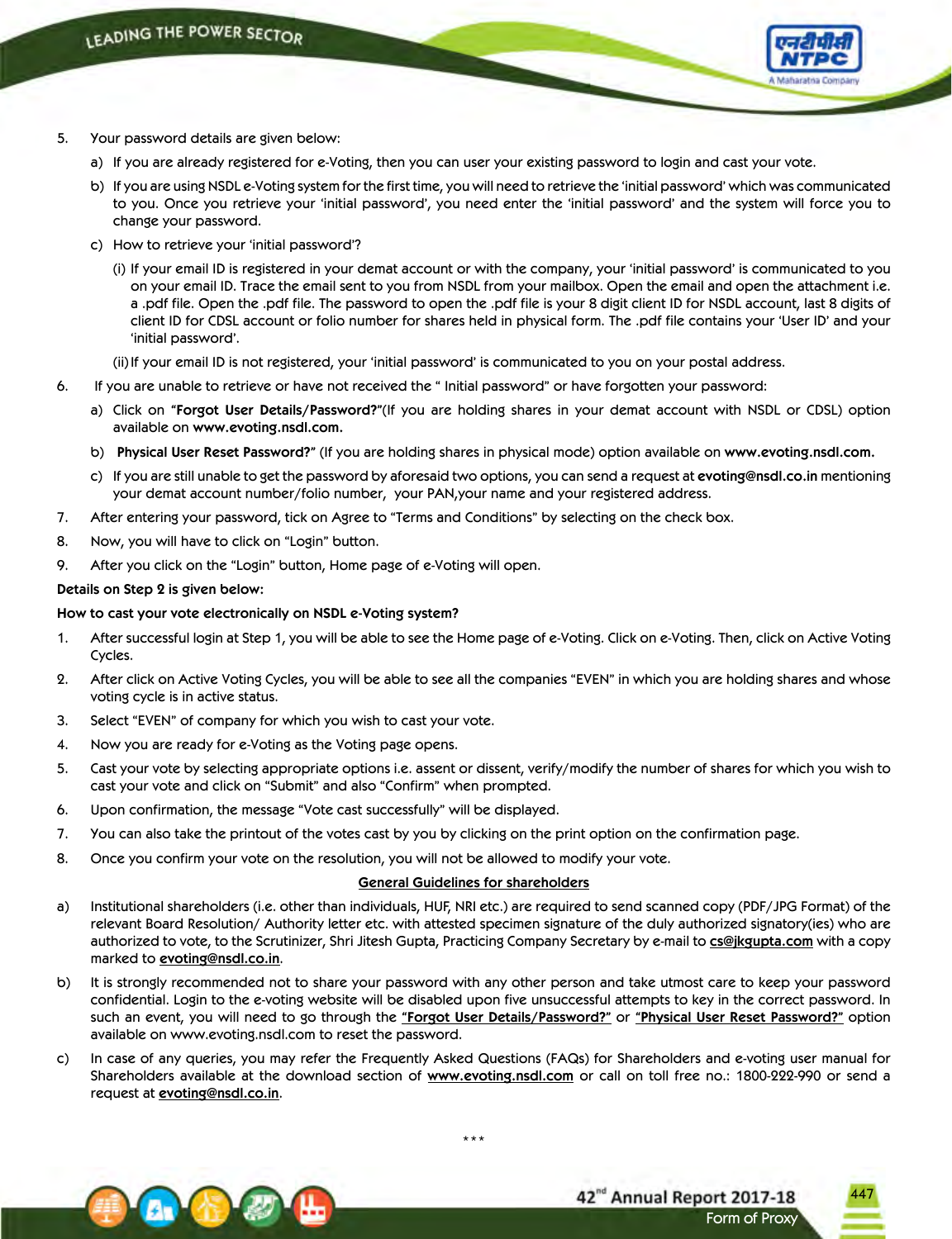5. Your password details are given below:

   a) If you are already registered for e-Voting, then you can user your existing password to login and cast your vote.

   b) If you are using NSDL e-Voting system for the first time, you will need to retrieve the 'initial password' which was communicated to you. Once you retrieve your 'initial password', you need enter the 'initial password' and the system will force you to change your password.

   c) How to retrieve your 'initial password'?

      (i) If your email ID is registered in your demat account or with the company, your 'initial password' is communicated to you on your email ID. Trace the email sent to you from NSDL from your mailbox. Open the email and open the attachment i.e. a .pdf file. Open the .pdf file. The password to open the .pdf file is your 8 digit client ID for NSDL account, last 8 digits of client ID for CDSL account or folio number for shares held in physical form. The .pdf file contains your 'User ID' and your 'initial password'.

      (ii) If your email ID is not registered, your 'initial password' is communicated to you on your postal address.

6. If you are unable to retrieve or have not received the " Initial password" or have forgotten your password:

   a) Click on "**Forgot User Details/Password?**"(If you are holding shares in your demat account with NSDL or CDSL) option available on **www.evoting.nsdl.com.**

   b) **Physical User Reset Password?**" (If you are holding shares in physical mode) option available on **www.evoting.nsdl.com.**

   c) If you are still unable to get the password by aforesaid two options, you can send a request at **evoting@nsdl.co.in** mentioning your demat account number/folio number, your PAN,your name and your registered address.

7. After entering your password, tick on Agree to "Terms and Conditions" by selecting on the check box.

8. Now, you will have to click on "Login" button.

9. After you click on the "Login" button, Home page of e-Voting will open.

**Details on Step 2 is given below:**

**How to cast your vote electronically on NSDL e-Voting system?**

1. After successful login at Step 1, you will be able to see the Home page of e-Voting. Click on e-Voting. Then, click on Active Voting Cycles.

2. After click on Active Voting Cycles, you will be able to see all the companies "EVEN" in which you are holding shares and whose voting cycle is in active status.

3. Select "EVEN" of company for which you wish to cast your vote.

4. Now you are ready for e-Voting as the Voting page opens.

5. Cast your vote by selecting appropriate options i.e. assent or dissent, verify/modify the number of shares for which you wish to cast your vote and click on "Submit" and also "Confirm" when prompted.

6. Upon confirmation, the message "Vote cast successfully" will be displayed.

7. You can also take the printout of the votes cast by you by clicking on the print option on the confirmation page.

8. Once you confirm your vote on the resolution, you will not be allowed to modify your vote.

**General Guidelines for shareholders**

a) Institutional shareholders (i.e. other than individuals, HUF, NRI etc.) are required to send scanned copy (PDF/JPG Format) of the relevant Board Resolution/ Authority letter etc. with attested specimen signature of the duly authorized signatory(ies) who are authorized to vote, to the Scrutinizer, Shri Jitesh Gupta, Practicing Company Secretary by e-mail to **cs@jkgupta.com** with a copy marked to **evoting@nsdl.co.in**.

b) It is strongly recommended not to share your password with any other person and take utmost care to keep your password confidential. Login to the e-voting website will be disabled upon five unsuccessful attempts to key in the correct password. In such an event, you will need to go through the **"Forgot User Details/Password?"** or **"Physical User Reset Password?"** option available on www.evoting.nsdl.com to reset the password.

c) In case of any queries, you may refer the Frequently Asked Questions (FAQs) for Shareholders and e-voting user manual for Shareholders available at the download section of **www.evoting.nsdl.com** or call on toll free no.: 1800-222-990 or send a request at **evoting@nsdl.co.in**.

\*\*\*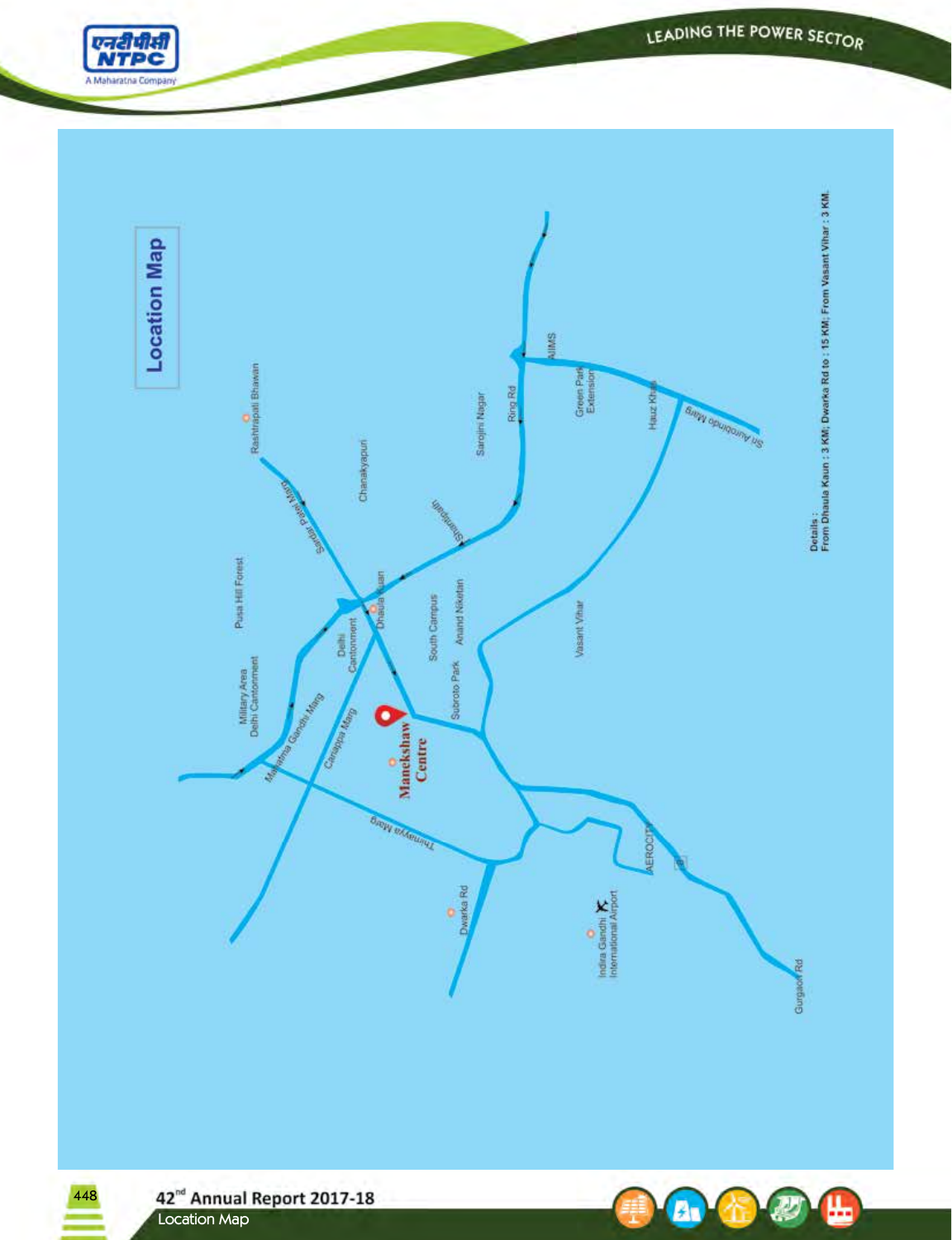# Location Map

Rashtrapati Bhawan

Sardar Patel Marg

Chanakyapuri

Pusa Hill Forest

Dhaula Kuan

Delhi Cantonment

Military Area Delhi Cantonment

Mahatma Gandhi Marg

Canappa Marg

Manekshaw Centre

Thimayya Marg

South Campus

Anand Niketan

Subroto Park

Shantipath

Sarojini Nagar

Ring Rd

AIIMS

Green Park Extension

Hauz Khas

Sri Aurobindo Marg

Vasant Vihar

Dwarka Rd

Indira Gandhi International Airport

AEROCITY

8

Gurgaon Rd

Details :
From Dhaula Kaun : 3 KM; Dwarka Rd to : 15 KM; From Vasant Vihar : 3 KM.